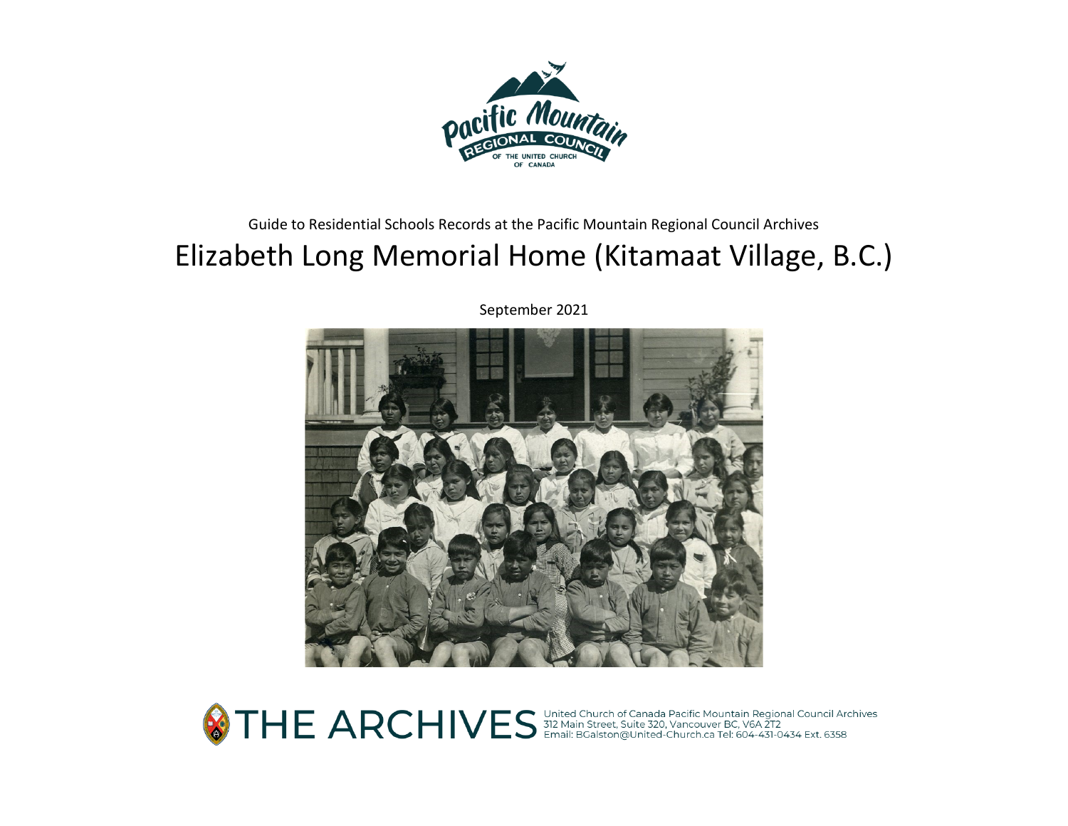Pacific Mountain Regional Council of the United Church of Canada

Guide to Residential Schools Records at the Pacific Mountain Regional Council Archives

# Elizabeth Long Memorial Home (Kitamaat Village, B.C.)

September 2021

THE ARCHIVES

United Church of Canada Pacific Mountain Regional Council Archives
312 Main Street, Suite 320, Vancouver BC, V6A 2T2
Email: BGalston@United-Church.ca Tel: 604-431-0434 Ext. 6358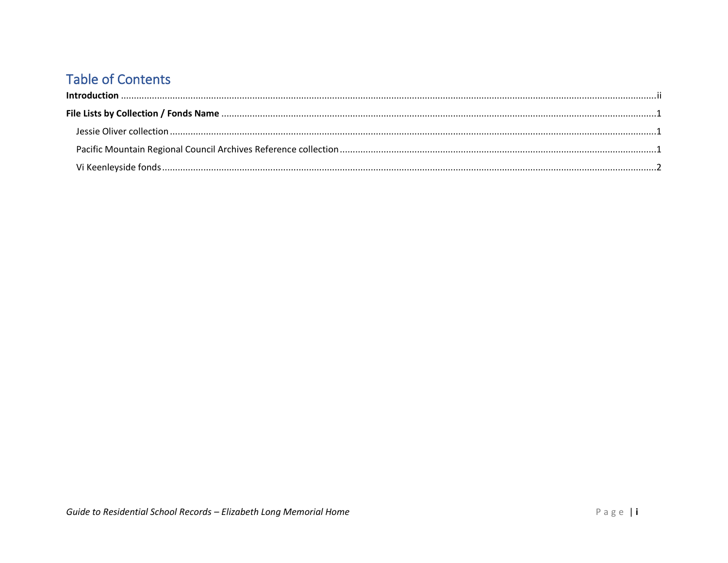# Table of Contents

**Introduction** ........................................................................................................................ ii

**File Lists by Collection / Fonds Name** ............................................................................... 1

- Jessie Oliver collection ........................................................................................................ 1
- Pacific Mountain Regional Council Archives Reference collection ...................................... 1
- Vi Keenleyside fonds ............................................................................................................ 2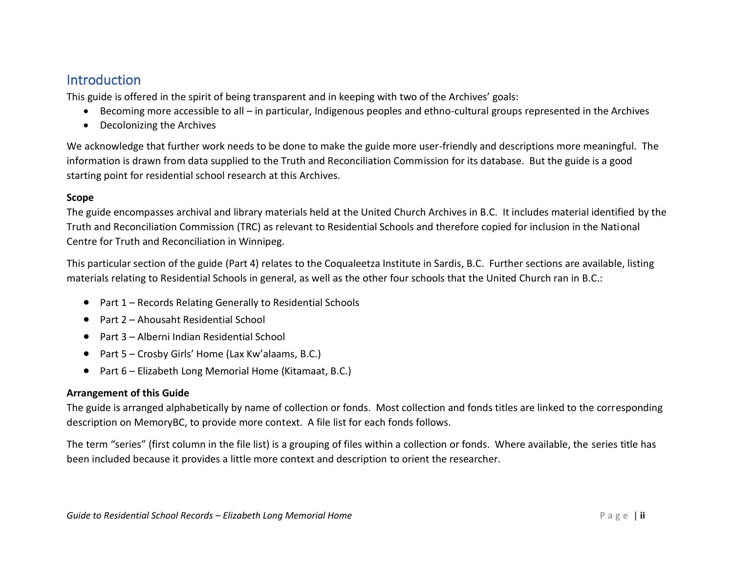## Introduction

This guide is offered in the spirit of being transparent and in keeping with two of the Archives' goals:

- Becoming more accessible to all – in particular, Indigenous peoples and ethno-cultural groups represented in the Archives
- Decolonizing the Archives

We acknowledge that further work needs to be done to make the guide more user-friendly and descriptions more meaningful. The information is drawn from data supplied to the Truth and Reconciliation Commission for its database. But the guide is a good starting point for residential school research at this Archives.

**Scope**

The guide encompasses archival and library materials held at the United Church Archives in B.C. It includes material identified by the Truth and Reconciliation Commission (TRC) as relevant to Residential Schools and therefore copied for inclusion in the National Centre for Truth and Reconciliation in Winnipeg.

This particular section of the guide (Part 4) relates to the Coqualeetza Institute in Sardis, B.C. Further sections are available, listing materials relating to Residential Schools in general, as well as the other four schools that the United Church ran in B.C.:

- Part 1 – Records Relating Generally to Residential Schools
- Part 2 – Ahousaht Residential School
- Part 3 – Alberni Indian Residential School
- Part 5 – Crosby Girls' Home (Lax Kw'alaams, B.C.)
- Part 6 – Elizabeth Long Memorial Home (Kitamaat, B.C.)

**Arrangement of this Guide**

The guide is arranged alphabetically by name of collection or fonds. Most collection and fonds titles are linked to the corresponding description on MemoryBC, to provide more context. A file list for each fonds follows.

The term "series" (first column in the file list) is a grouping of files within a collection or fonds. Where available, the series title has been included because it provides a little more context and description to orient the researcher.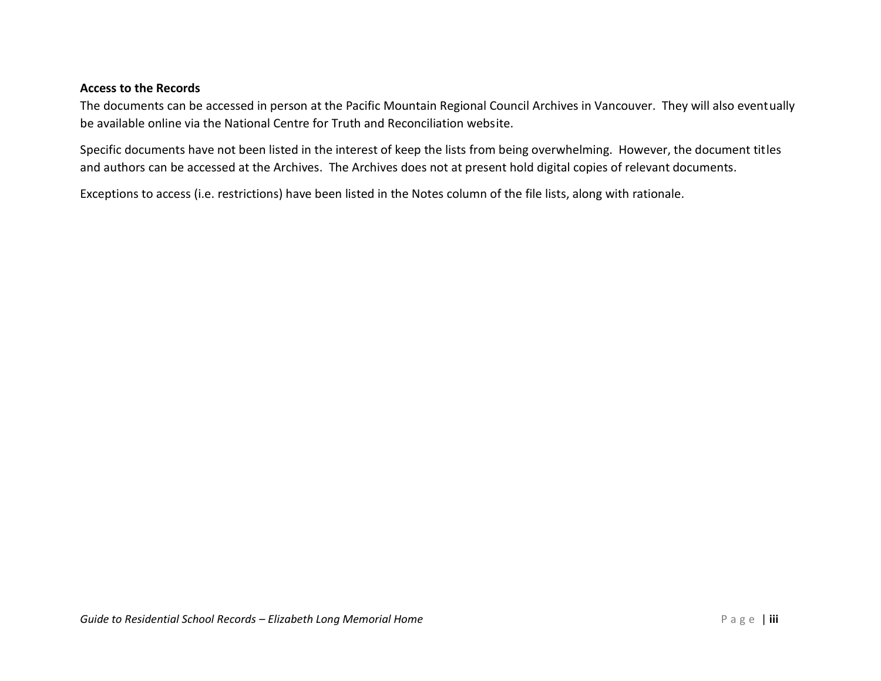**Access to the Records**

The documents can be accessed in person at the Pacific Mountain Regional Council Archives in Vancouver. They will also eventually be available online via the National Centre for Truth and Reconciliation website.

Specific documents have not been listed in the interest of keep the lists from being overwhelming. However, the document titles and authors can be accessed at the Archives. The Archives does not at present hold digital copies of relevant documents.

Exceptions to access (i.e. restrictions) have been listed in the Notes column of the file lists, along with rationale.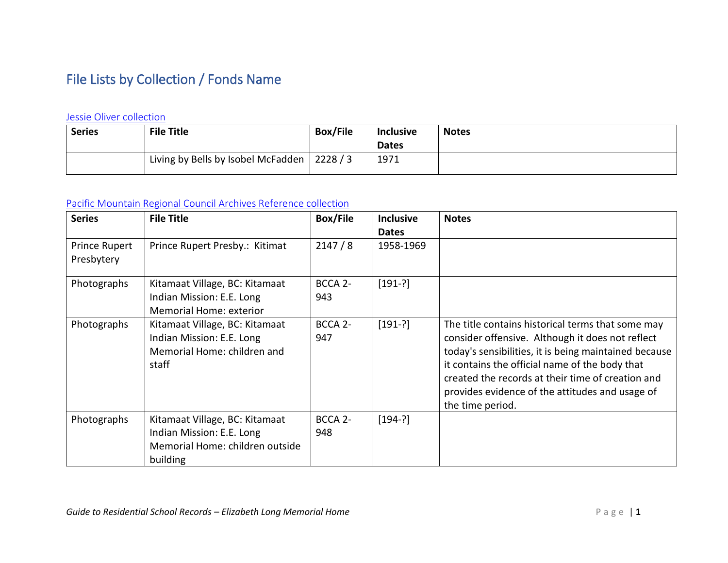# File Lists by Collection / Fonds Name

[Jessie Oliver collection]

| Series | File Title | Box/File | Inclusive Dates | Notes |
|---|---|---|---|---|
| | Living by Bells by Isobel McFadden | 2228 / 3 | 1971 | |

[Pacific Mountain Regional Council Archives Reference collection]

| Series | File Title | Box/File | Inclusive Dates | Notes |
|---|---|---|---|---|
| Prince Rupert Presbytery | Prince Rupert Presby.: Kitimat | 2147 / 8 | 1958-1969 | |
| Photographs | Kitamaat Village, BC: Kitamaat Indian Mission: E.E. Long Memorial Home: exterior | BCCA 2-943 | [191-?] | |
| Photographs | Kitamaat Village, BC: Kitamaat Indian Mission: E.E. Long Memorial Home: children and staff | BCCA 2-947 | [191-?] | The title contains historical terms that some may consider offensive. Although it does not reflect today's sensibilities, it is being maintained because it contains the official name of the body that created the records at their time of creation and provides evidence of the attitudes and usage of the time period. |
| Photographs | Kitamaat Village, BC: Kitamaat Indian Mission: E.E. Long Memorial Home: children outside building | BCCA 2-948 | [194-?] | |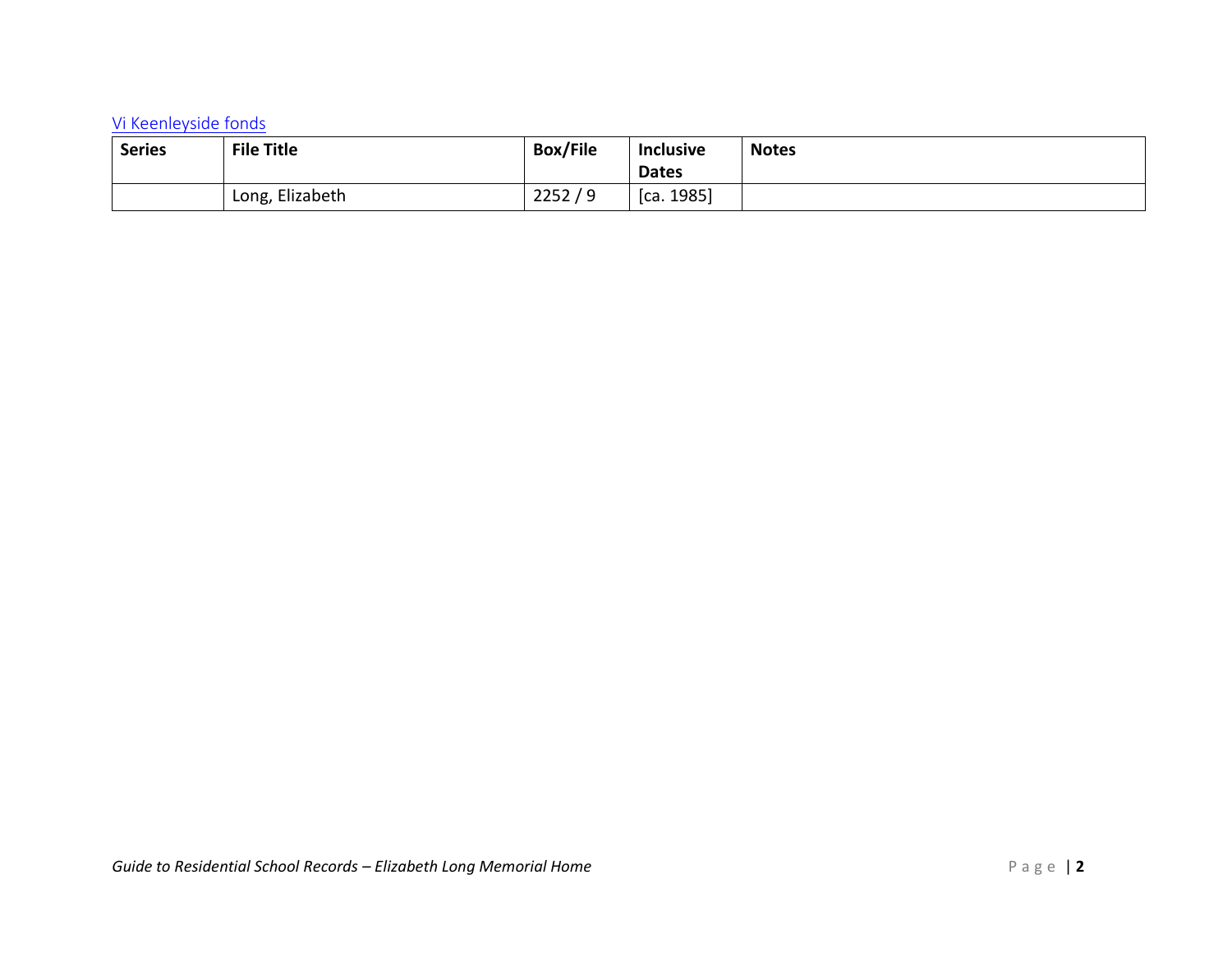Vi Keenleyside fonds

| Series | File Title | Box/File | Inclusive Dates | Notes |
|---|---|---|---|---|
| | Long, Elizabeth | 2252 / 9 | [ca. 1985] | |